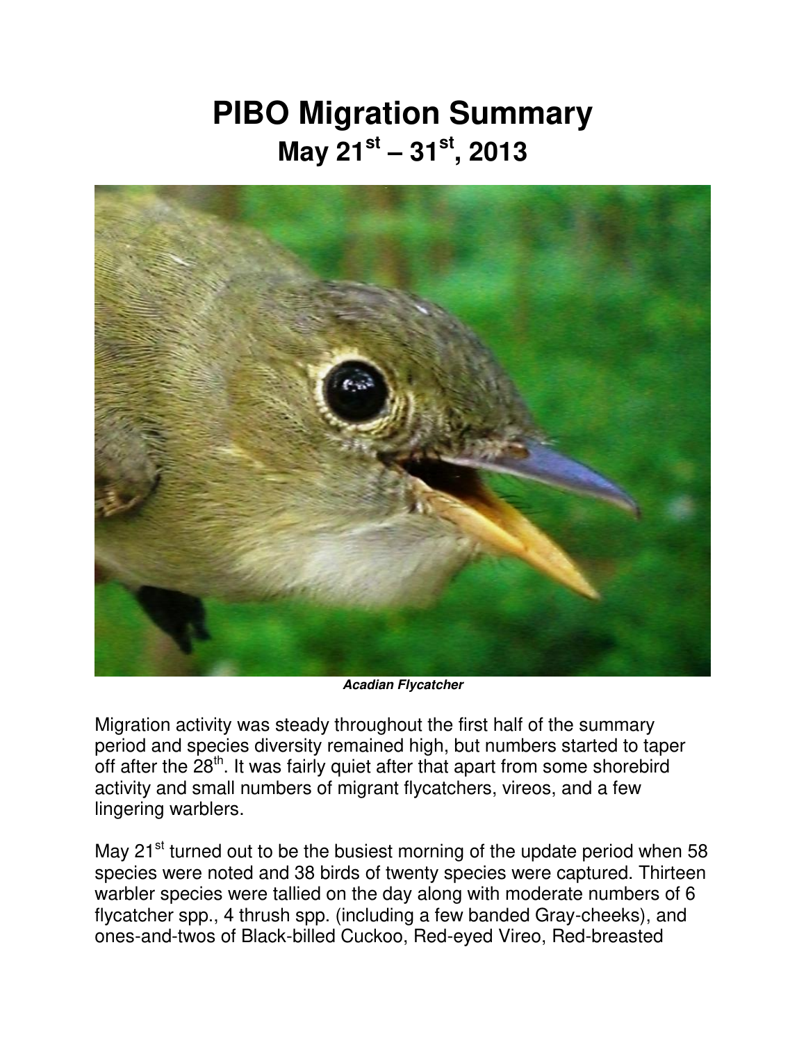# PIBO Migration Summary
## May 21st – 31st, 2013

***Acadian Flycatcher***

Migration activity was steady throughout the first half of the summary period and species diversity remained high, but numbers started to taper off after the 28th. It was fairly quiet after that apart from some shorebird activity and small numbers of migrant flycatchers, vireos, and a few lingering warblers.

May 21st turned out to be the busiest morning of the update period when 58 species were noted and 38 birds of twenty species were captured. Thirteen warbler species were tallied on the day along with moderate numbers of 6 flycatcher spp., 4 thrush spp. (including a few banded Gray-cheeks), and ones-and-twos of Black-billed Cuckoo, Red-eyed Vireo, Red-breasted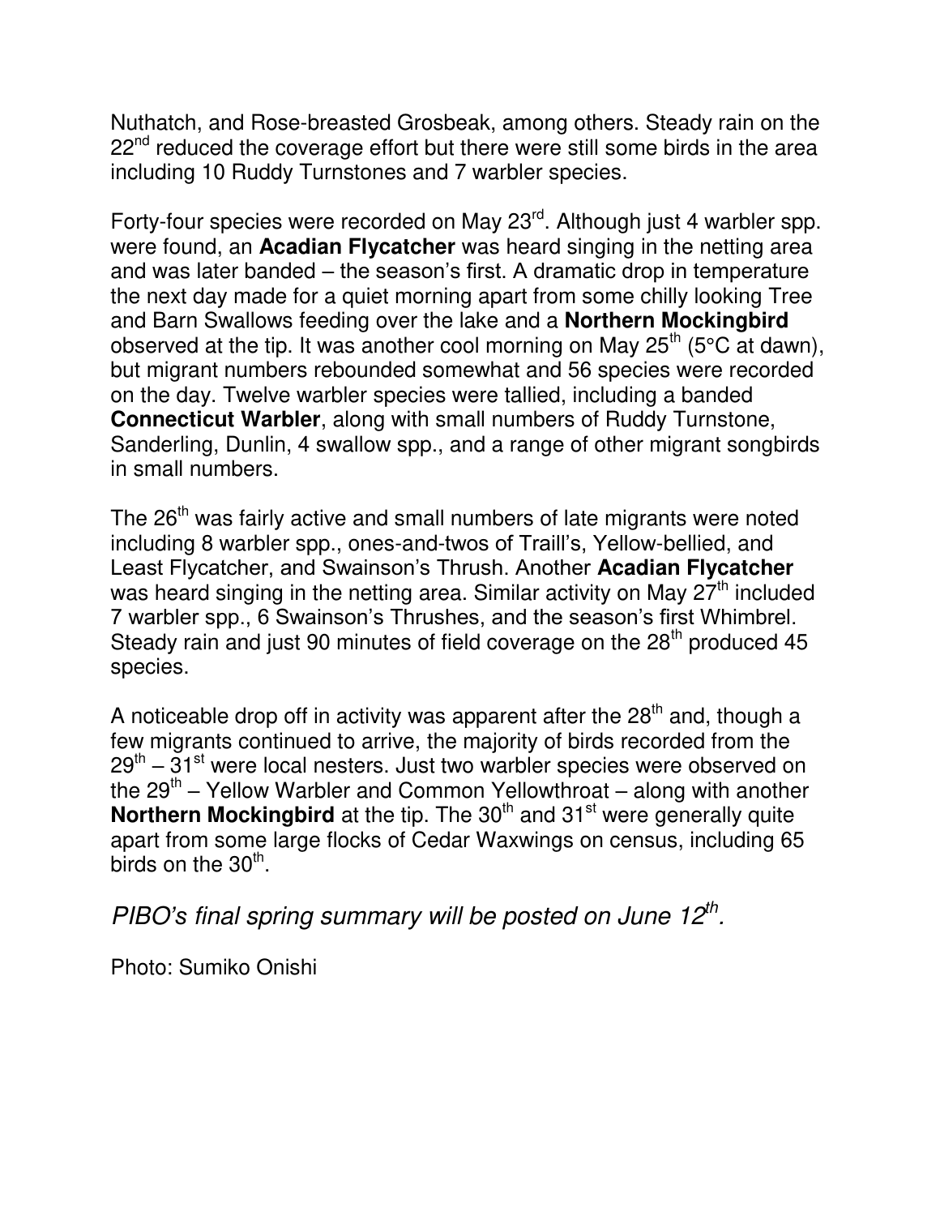Nuthatch, and Rose-breasted Grosbeak, among others. Steady rain on the 22nd reduced the coverage effort but there were still some birds in the area including 10 Ruddy Turnstones and 7 warbler species.

Forty-four species were recorded on May 23rd. Although just 4 warbler spp. were found, an **Acadian Flycatcher** was heard singing in the netting area and was later banded – the season's first. A dramatic drop in temperature the next day made for a quiet morning apart from some chilly looking Tree and Barn Swallows feeding over the lake and a **Northern Mockingbird** observed at the tip. It was another cool morning on May 25th (5°C at dawn), but migrant numbers rebounded somewhat and 56 species were recorded on the day. Twelve warbler species were tallied, including a banded **Connecticut Warbler**, along with small numbers of Ruddy Turnstone, Sanderling, Dunlin, 4 swallow spp., and a range of other migrant songbirds in small numbers.

The 26th was fairly active and small numbers of late migrants were noted including 8 warbler spp., ones-and-twos of Traill's, Yellow-bellied, and Least Flycatcher, and Swainson's Thrush. Another **Acadian Flycatcher** was heard singing in the netting area. Similar activity on May 27th included 7 warbler spp., 6 Swainson's Thrushes, and the season's first Whimbrel. Steady rain and just 90 minutes of field coverage on the 28th produced 45 species.

A noticeable drop off in activity was apparent after the 28th and, though a few migrants continued to arrive, the majority of birds recorded from the 29th – 31st were local nesters. Just two warbler species were observed on the 29th – Yellow Warbler and Common Yellowthroat – along with another **Northern Mockingbird** at the tip. The 30th and 31st were generally quite apart from some large flocks of Cedar Waxwings on census, including 65 birds on the 30th.

*PIBO's final spring summary will be posted on June 12th.*

Photo: Sumiko Onishi